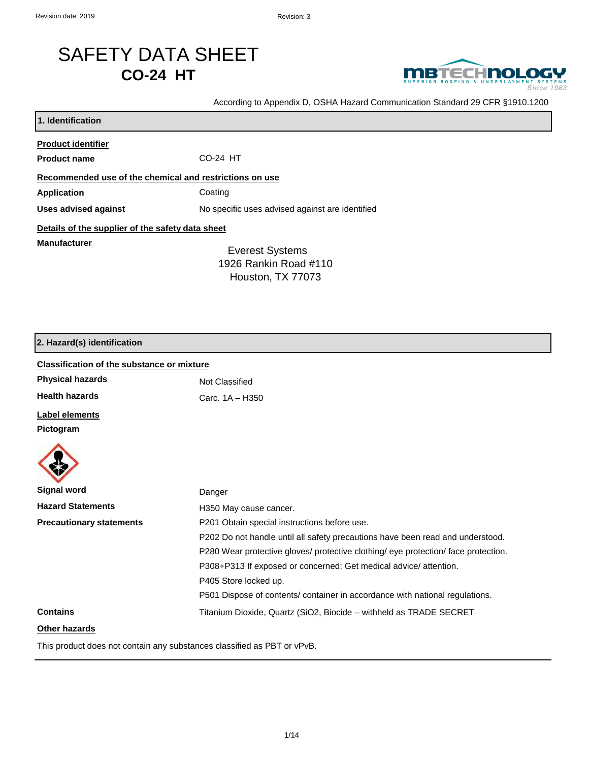# SAFETY DATA SHEET
## CO-24 HT

According to Appendix D, OSHA Hazard Communication Standard 29 CFR §1910.1200

## 1. Identification

**Product identifier**

**Product name** CO-24 HT

**Recommended use of the chemical and restrictions on use**

**Application** Coating

**Uses advised against** No specific uses advised against are identified

**Details of the supplier of the safety data sheet**

**Manufacturer**

Everest Systems
1926 Rankin Road #110
Houston, TX 77073

## 2. Hazard(s) identification

**Classification of the substance or mixture**

**Physical hazards** Not Classified

**Health hazards** Carc. 1A – H350

**Label elements**

**Pictogram**

**Signal word** Danger

**Hazard Statements** H350 May cause cancer.

**Precautionary statements**

P201 Obtain special instructions before use.

P202 Do not handle until all safety precautions have been read and understood.

P280 Wear protective gloves/ protective clothing/ eye protection/ face protection.

P308+P313 If exposed or concerned: Get medical advice/ attention.

P405 Store locked up.

P501 Dispose of contents/ container in accordance with national regulations.

**Contains** Titanium Dioxide, Quartz (SiO2, Biocide – withheld as TRADE SECRET

**Other hazards**

This product does not contain any substances classified as PBT or vPvB.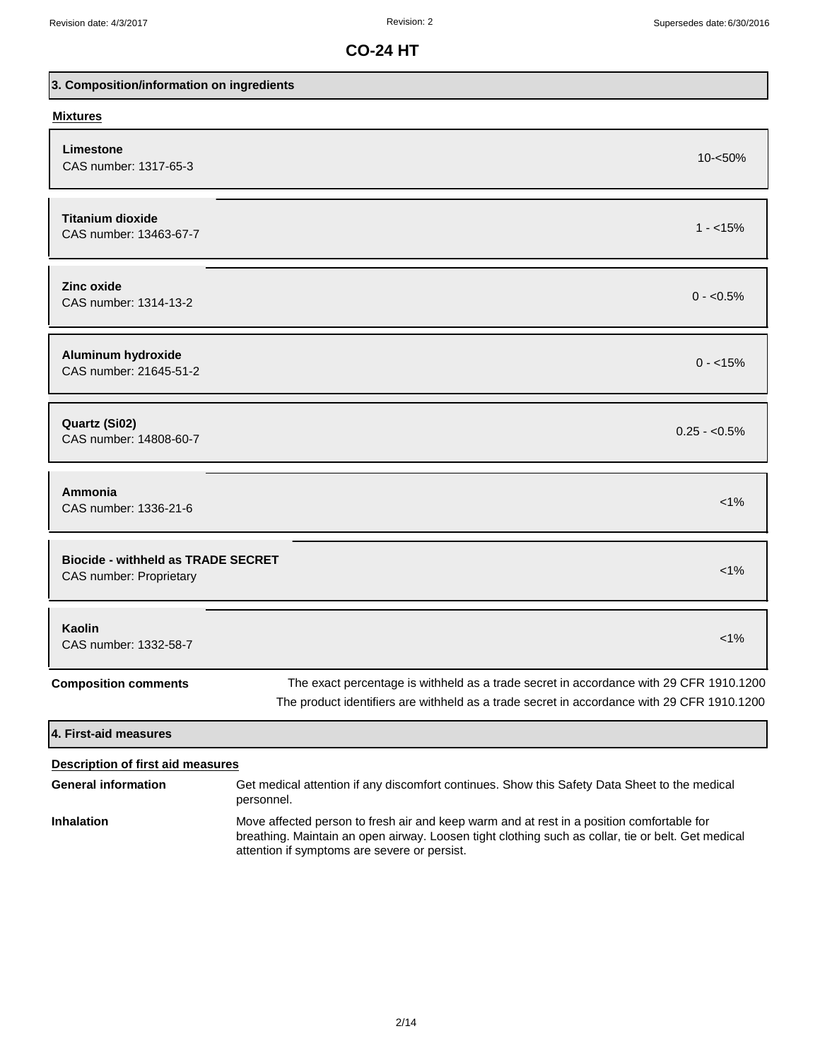## 3. Composition/information on ingredients

### Mixtures

| Ingredient | CAS number | Concentration |
|---|---|---|
| **Limestone** | 1317-65-3 | 10-<50% |
| **Titanium dioxide** | 13463-67-7 | 1 - <15% |
| **Zinc oxide** | 1314-13-2 | 0 - <0.5% |
| **Aluminum hydroxide** | 21645-51-2 | 0 - <15% |
| **Quartz (Si02)** | 14808-60-7 | 0.25 - <0.5% |
| **Ammonia** | 1336-21-6 | <1% |
| **Biocide - withheld as TRADE SECRET** | Proprietary | <1% |
| **Kaolin** | 1332-58-7 | <1% |

**Composition comments** The exact percentage is withheld as a trade secret in accordance with 29 CFR 1910.1200
The product identifiers are withheld as a trade secret in accordance with 29 CFR 1910.1200

## 4. First-aid measures

### Description of first aid measures

**General information** Get medical attention if any discomfort continues. Show this Safety Data Sheet to the medical personnel.

**Inhalation** Move affected person to fresh air and keep warm and at rest in a position comfortable for breathing. Maintain an open airway. Loosen tight clothing such as collar, tie or belt. Get medical attention if symptoms are severe or persist.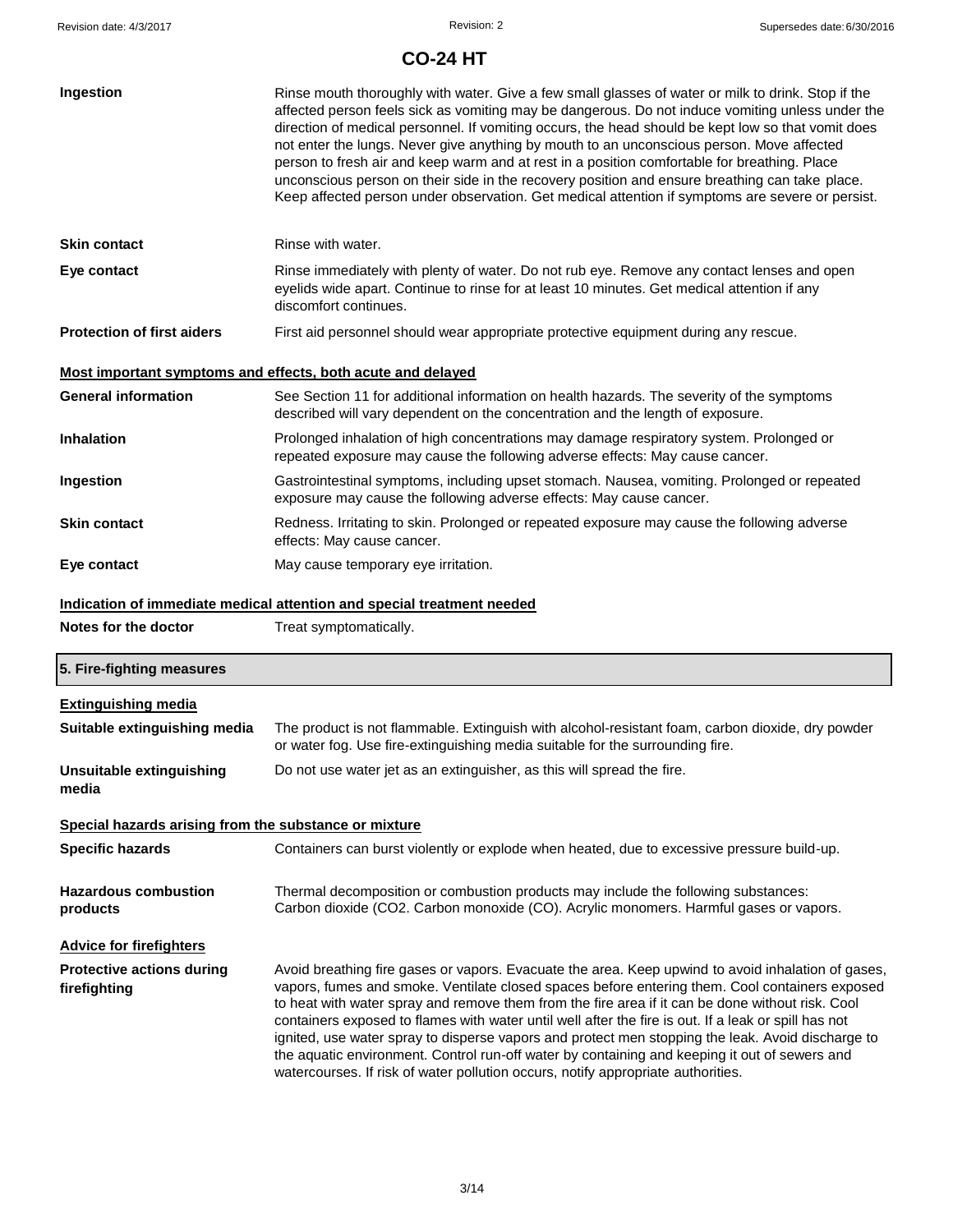| | |
|---|---|
| **Ingestion** | Rinse mouth thoroughly with water. Give a few small glasses of water or milk to drink. Stop if the affected person feels sick as vomiting may be dangerous. Do not induce vomiting unless under the direction of medical personnel. If vomiting occurs, the head should be kept low so that vomit does not enter the lungs. Never give anything by mouth to an unconscious person. Move affected person to fresh air and keep warm and at rest in a position comfortable for breathing. Place unconscious person on their side in the recovery position and ensure breathing can take place. Keep affected person under observation. Get medical attention if symptoms are severe or persist. |
| **Skin contact** | Rinse with water. |
| **Eye contact** | Rinse immediately with plenty of water. Do not rub eye. Remove any contact lenses and open eyelids wide apart. Continue to rinse for at least 10 minutes. Get medical attention if any discomfort continues. |
| **Protection of first aiders** | First aid personnel should wear appropriate protective equipment during any rescue. |

### Most important symptoms and effects, both acute and delayed

| | |
|---|---|
| **General information** | See Section 11 for additional information on health hazards. The severity of the symptoms described will vary dependent on the concentration and the length of exposure. |
| **Inhalation** | Prolonged inhalation of high concentrations may damage respiratory system. Prolonged or repeated exposure may cause the following adverse effects: May cause cancer. |
| **Ingestion** | Gastrointestinal symptoms, including upset stomach. Nausea, vomiting. Prolonged or repeated exposure may cause the following adverse effects: May cause cancer. |
| **Skin contact** | Redness. Irritating to skin. Prolonged or repeated exposure may cause the following adverse effects: May cause cancer. |
| **Eye contact** | May cause temporary eye irritation. |

### Indication of immediate medical attention and special treatment needed

| | |
|---|---|
| **Notes for the doctor** | Treat symptomatically. |

## 5. Fire-fighting measures

### Extinguishing media

| | |
|---|---|
| **Suitable extinguishing media** | The product is not flammable. Extinguish with alcohol-resistant foam, carbon dioxide, dry powder or water fog. Use fire-extinguishing media suitable for the surrounding fire. |
| **Unsuitable extinguishing media** | Do not use water jet as an extinguisher, as this will spread the fire. |

### Special hazards arising from the substance or mixture

| | |
|---|---|
| **Specific hazards** | Containers can burst violently or explode when heated, due to excessive pressure build-up. |
| **Hazardous combustion products** | Thermal decomposition or combustion products may include the following substances: Carbon dioxide ($CO_2$. Carbon monoxide (CO). Acrylic monomers. Harmful gases or vapors. |

### Advice for firefighters

| | |
|---|---|
| **Protective actions during firefighting** | Avoid breathing fire gases or vapors. Evacuate the area. Keep upwind to avoid inhalation of gases, vapors, fumes and smoke. Ventilate closed spaces before entering them. Cool containers exposed to heat with water spray and remove them from the fire area if it can be done without risk. Cool containers exposed to flames with water until well after the fire is out. If a leak or spill has not ignited, use water spray to disperse vapors and protect men stopping the leak. Avoid discharge to the aquatic environment. Control run-off water by containing and keeping it out of sewers and watercourses. If risk of water pollution occurs, notify appropriate authorities. |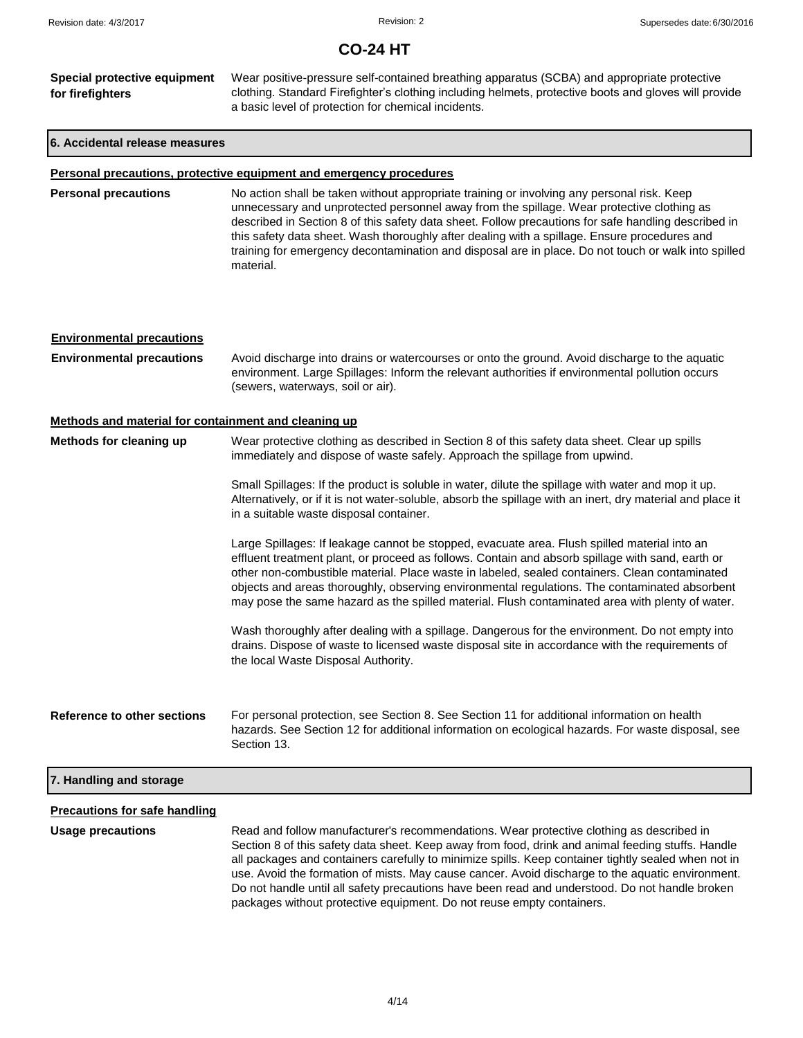**Special protective equipment for firefighters** Wear positive-pressure self-contained breathing apparatus (SCBA) and appropriate protective clothing. Standard Firefighter's clothing including helmets, protective boots and gloves will provide a basic level of protection for chemical incidents.

## 6. Accidental release measures

### Personal precautions, protective equipment and emergency procedures

**Personal precautions** No action shall be taken without appropriate training or involving any personal risk. Keep unnecessary and unprotected personnel away from the spillage. Wear protective clothing as described in Section 8 of this safety data sheet. Follow precautions for safe handling described in this safety data sheet. Wash thoroughly after dealing with a spillage. Ensure procedures and training for emergency decontamination and disposal are in place. Do not touch or walk into spilled material.

### Environmental precautions

**Environmental precautions** Avoid discharge into drains or watercourses or onto the ground. Avoid discharge to the aquatic environment. Large Spillages: Inform the relevant authorities if environmental pollution occurs (sewers, waterways, soil or air).

### Methods and material for containment and cleaning up

**Methods for cleaning up** Wear protective clothing as described in Section 8 of this safety data sheet. Clear up spills immediately and dispose of waste safely. Approach the spillage from upwind.

Small Spillages: If the product is soluble in water, dilute the spillage with water and mop it up. Alternatively, or if it is not water-soluble, absorb the spillage with an inert, dry material and place it in a suitable waste disposal container.

Large Spillages: If leakage cannot be stopped, evacuate area. Flush spilled material into an effluent treatment plant, or proceed as follows. Contain and absorb spillage with sand, earth or other non-combustible material. Place waste in labeled, sealed containers. Clean contaminated objects and areas thoroughly, observing environmental regulations. The contaminated absorbent may pose the same hazard as the spilled material. Flush contaminated area with plenty of water.

Wash thoroughly after dealing with a spillage. Dangerous for the environment. Do not empty into drains. Dispose of waste to licensed waste disposal site in accordance with the requirements of the local Waste Disposal Authority.

**Reference to other sections** For personal protection, see Section 8. See Section 11 for additional information on health hazards. See Section 12 for additional information on ecological hazards. For waste disposal, see Section 13.

## 7. Handling and storage

### Precautions for safe handling

**Usage precautions** Read and follow manufacturer's recommendations. Wear protective clothing as described in Section 8 of this safety data sheet. Keep away from food, drink and animal feeding stuffs. Handle all packages and containers carefully to minimize spills. Keep container tightly sealed when not in use. Avoid the formation of mists. May cause cancer. Avoid discharge to the aquatic environment. Do not handle until all safety precautions have been read and understood. Do not handle broken packages without protective equipment. Do not reuse empty containers.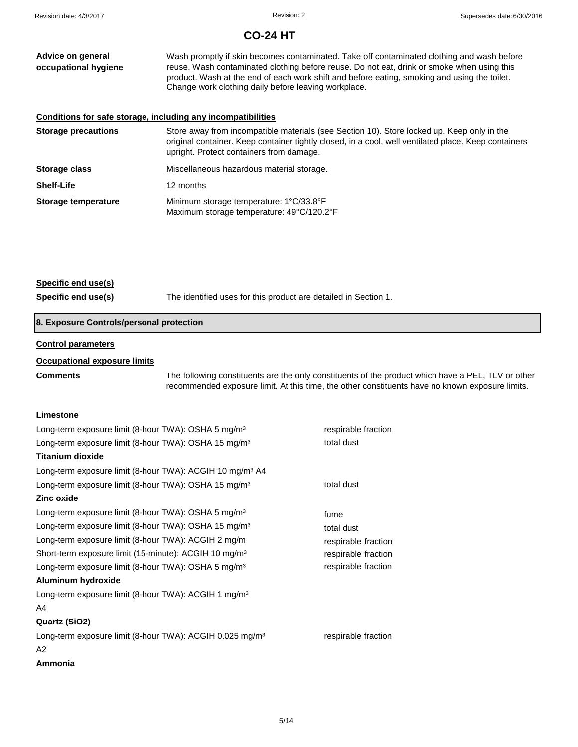**Advice on general occupational hygiene**

Wash promptly if skin becomes contaminated. Take off contaminated clothing and wash before reuse. Wash contaminated clothing before reuse. Do not eat, drink or smoke when using this product. Wash at the end of each work shift and before eating, smoking and using the toilet. Change work clothing daily before leaving workplace.

### Conditions for safe storage, including any incompatibilities

| | |
|---|---|
| **Storage precautions** | Store away from incompatible materials (see Section 10). Store locked up. Keep only in the original container. Keep container tightly closed, in a cool, well ventilated place. Keep containers upright. Protect containers from damage. |
| **Storage class** | Miscellaneous hazardous material storage. |
| **Shelf-Life** | 12 months |
| **Storage temperature** | Minimum storage temperature: 1°C/33.8°F<br>Maximum storage temperature: 49°C/120.2°F |

### Specific end use(s)

**Specific end use(s)** The identified uses for this product are detailed in Section 1.

## 8. Exposure Controls/personal protection

### Control parameters

### Occupational exposure limits

**Comments** The following constituents are the only constituents of the product which have a PEL, TLV or other recommended exposure limit. At this time, the other constituents have no known exposure limits.

**Limestone**

| | |
|---|---|
| Long-term exposure limit (8-hour TWA): OSHA 5 mg/m³ | respirable fraction |
| Long-term exposure limit (8-hour TWA): OSHA 15 mg/m³ | total dust |

**Titanium dioxide**

| | |
|---|---|
| Long-term exposure limit (8-hour TWA): ACGIH 10 mg/m³ A4 | |
| Long-term exposure limit (8-hour TWA): OSHA 15 mg/m³ | total dust |

**Zinc oxide**

| | |
|---|---|
| Long-term exposure limit (8-hour TWA): OSHA 5 mg/m³ | fume |
| Long-term exposure limit (8-hour TWA): OSHA 15 mg/m³ | total dust |
| Long-term exposure limit (8-hour TWA): ACGIH 2 mg/m | respirable fraction |
| Short-term exposure limit (15-minute): ACGIH 10 mg/m³ | respirable fraction |
| Long-term exposure limit (8-hour TWA): OSHA 5 mg/m³ | respirable fraction |

**Aluminum hydroxide**

Long-term exposure limit (8-hour TWA): ACGIH 1 mg/m³
A4

**Quartz (SiO2)**

| | |
|---|---|
| Long-term exposure limit (8-hour TWA): ACGIH 0.025 mg/m³<br>A2 | respirable fraction |

**Ammonia**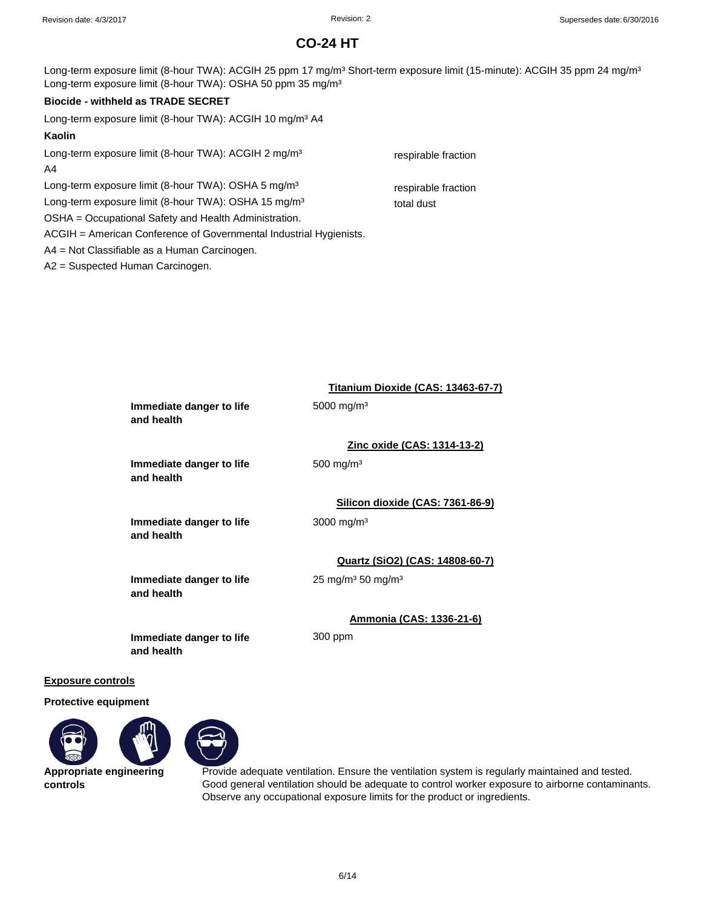Long-term exposure limit (8-hour TWA): ACGIH 25 ppm 17 mg/m³ Short-term exposure limit (15-minute): ACGIH 35 ppm 24 mg/m³
Long-term exposure limit (8-hour TWA): OSHA 50 ppm 35 mg/m³

**Biocide - withheld as TRADE SECRET**

Long-term exposure limit (8-hour TWA): ACGIH 10 mg/m³ A4

**Kaolin**

| | |
|---|---|
| Long-term exposure limit (8-hour TWA): ACGIH 2 mg/m³ A4 | respirable fraction |
| Long-term exposure limit (8-hour TWA): OSHA 5 mg/m³ | respirable fraction |
| Long-term exposure limit (8-hour TWA): OSHA 15 mg/m³ | total dust |

OSHA = Occupational Safety and Health Administration.

ACGIH = American Conference of Governmental Industrial Hygienists.

A4 = Not Classifiable as a Human Carcinogen.

A2 = Suspected Human Carcinogen.

**Titanium Dioxide (CAS: 13463-67-7)**

| | |
|---|---|
| **Immediate danger to life and health** | 5000 mg/m³ |

**Zinc oxide (CAS: 1314-13-2)**

| | |
|---|---|
| **Immediate danger to life and health** | 500 mg/m³ |

**Silicon dioxide (CAS: 7361-86-9)**

| | |
|---|---|
| **Immediate danger to life and health** | 3000 mg/m³ |

**Quartz (SiO2) (CAS: 14808-60-7)**

| | |
|---|---|
| **Immediate danger to life and health** | 25 mg/m³ 50 mg/m³ |

**Ammonia (CAS: 1336-21-6)**

| | |
|---|---|
| **Immediate danger to life and health** | 300 ppm |

## Exposure controls

**Protective equipment**

**Appropriate engineering controls**

Provide adequate ventilation. Ensure the ventilation system is regularly maintained and tested. Good general ventilation should be adequate to control worker exposure to airborne contaminants. Observe any occupational exposure limits for the product or ingredients.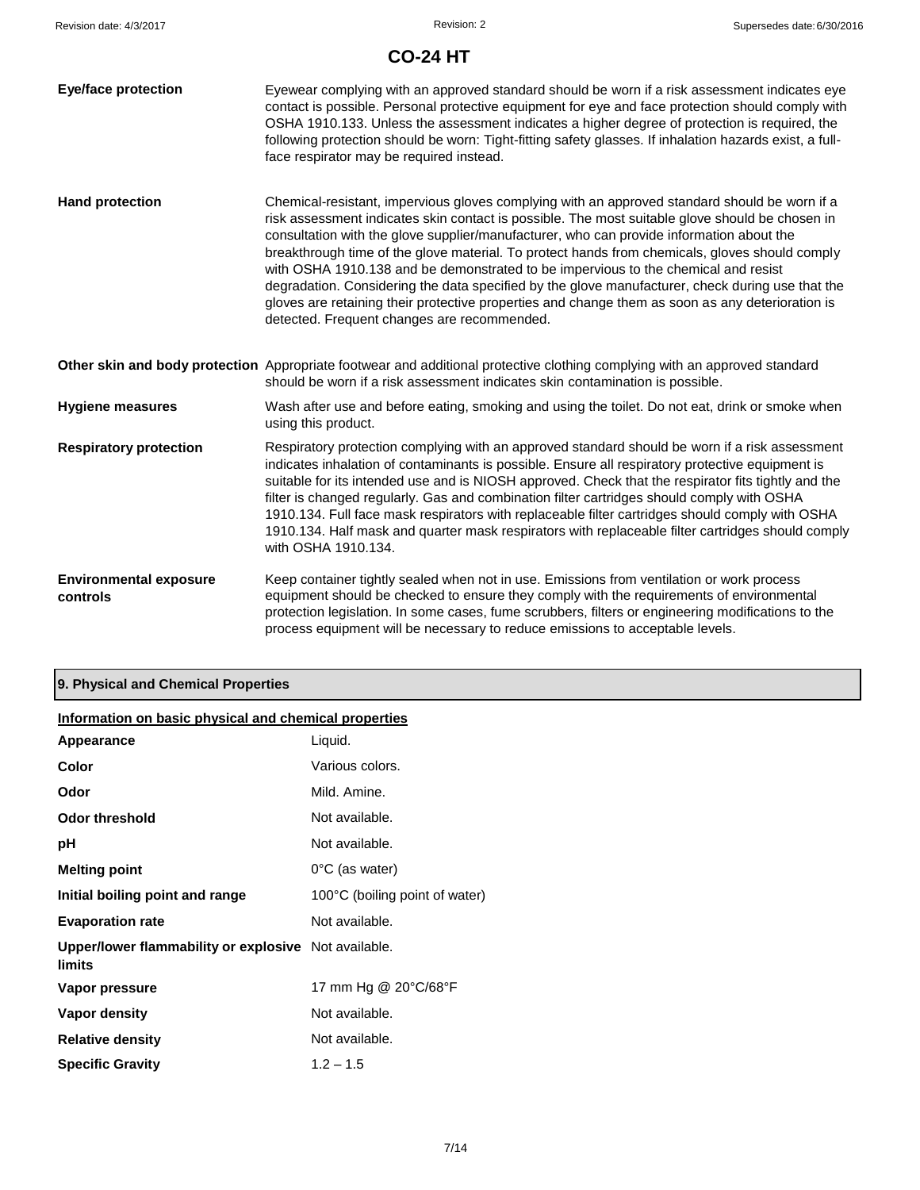**Eye/face protection**

Eyewear complying with an approved standard should be worn if a risk assessment indicates eye contact is possible. Personal protective equipment for eye and face protection should comply with OSHA 1910.133. Unless the assessment indicates a higher degree of protection is required, the following protection should be worn: Tight-fitting safety glasses. If inhalation hazards exist, a full-face respirator may be required instead.

**Hand protection**

Chemical-resistant, impervious gloves complying with an approved standard should be worn if a risk assessment indicates skin contact is possible. The most suitable glove should be chosen in consultation with the glove supplier/manufacturer, who can provide information about the breakthrough time of the glove material. To protect hands from chemicals, gloves should comply with OSHA 1910.138 and be demonstrated to be impervious to the chemical and resist degradation. Considering the data specified by the glove manufacturer, check during use that the gloves are retaining their protective properties and change them as soon as any deterioration is detected. Frequent changes are recommended.

**Other skin and body protection**

Appropriate footwear and additional protective clothing complying with an approved standard should be worn if a risk assessment indicates skin contamination is possible.

**Hygiene measures**

Wash after use and before eating, smoking and using the toilet. Do not eat, drink or smoke when using this product.

**Respiratory protection**

Respiratory protection complying with an approved standard should be worn if a risk assessment indicates inhalation of contaminants is possible. Ensure all respiratory protective equipment is suitable for its intended use and is NIOSH approved. Check that the respirator fits tightly and the filter is changed regularly. Gas and combination filter cartridges should comply with OSHA 1910.134. Full face mask respirators with replaceable filter cartridges should comply with OSHA 1910.134. Half mask and quarter mask respirators with replaceable filter cartridges should comply with OSHA 1910.134.

**Environmental exposure controls**

Keep container tightly sealed when not in use. Emissions from ventilation or work process equipment should be checked to ensure they comply with the requirements of environmental protection legislation. In some cases, fume scrubbers, filters or engineering modifications to the process equipment will be necessary to reduce emissions to acceptable levels.

## 9. Physical and Chemical Properties

**Information on basic physical and chemical properties**

| | |
|---|---|
| **Appearance** | Liquid. |
| **Color** | Various colors. |
| **Odor** | Mild. Amine. |
| **Odor threshold** | Not available. |
| **pH** | Not available. |
| **Melting point** | 0°C (as water) |
| **Initial boiling point and range** | 100°C (boiling point of water) |
| **Evaporation rate** | Not available. |
| **Upper/lower flammability or explosive limits** | Not available. |
| **Vapor pressure** | 17 mm Hg @ 20°C/68°F |
| **Vapor density** | Not available. |
| **Relative density** | Not available. |
| **Specific Gravity** | 1.2 – 1.5 |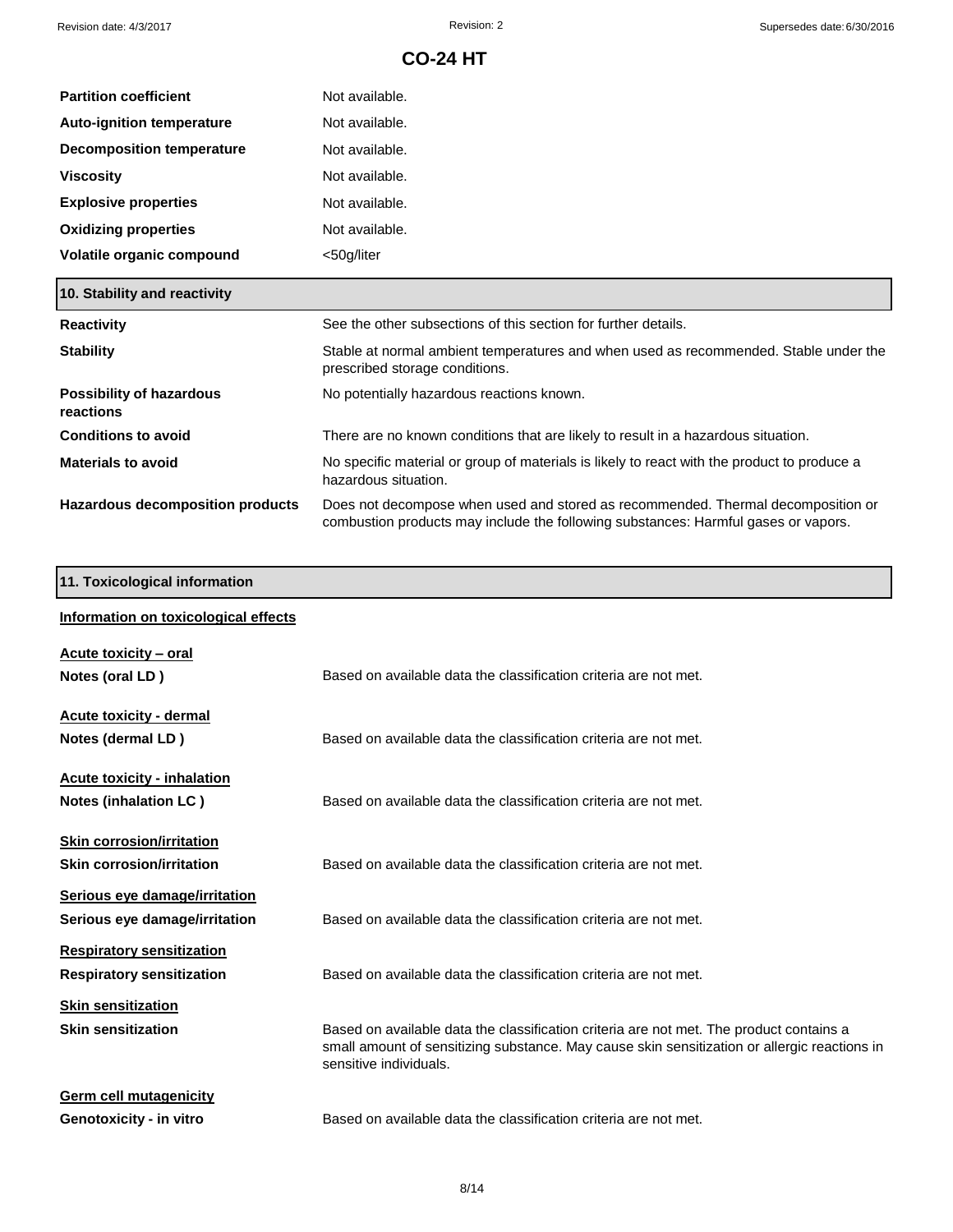| | |
|---|---|
| **Partition coefficient** | Not available. |
| **Auto-ignition temperature** | Not available. |
| **Decomposition temperature** | Not available. |
| **Viscosity** | Not available. |
| **Explosive properties** | Not available. |
| **Oxidizing properties** | Not available. |
| **Volatile organic compound** | <50g/liter |

## 10. Stability and reactivity

| | |
|---|---|
| **Reactivity** | See the other subsections of this section for further details. |
| **Stability** | Stable at normal ambient temperatures and when used as recommended. Stable under the prescribed storage conditions. |
| **Possibility of hazardous reactions** | No potentially hazardous reactions known. |
| **Conditions to avoid** | There are no known conditions that are likely to result in a hazardous situation. |
| **Materials to avoid** | No specific material or group of materials is likely to react with the product to produce a hazardous situation. |
| **Hazardous decomposition products** | Does not decompose when used and stored as recommended. Thermal decomposition or combustion products may include the following substances: Harmful gases or vapors. |

## 11. Toxicological information

### Information on toxicological effects

**Acute toxicity – oral**

**Notes (oral LD )** Based on available data the classification criteria are not met.

**Acute toxicity - dermal**

**Notes (dermal LD )** Based on available data the classification criteria are not met.

**Acute toxicity - inhalation**

**Notes (inhalation LC )** Based on available data the classification criteria are not met.

**Skin corrosion/irritation**

**Skin corrosion/irritation** Based on available data the classification criteria are not met.

**Serious eye damage/irritation**

**Serious eye damage/irritation** Based on available data the classification criteria are not met.

**Respiratory sensitization**

**Respiratory sensitization** Based on available data the classification criteria are not met.

**Skin sensitization**

**Skin sensitization** Based on available data the classification criteria are not met. The product contains a small amount of sensitizing substance. May cause skin sensitization or allergic reactions in sensitive individuals.

**Germ cell mutagenicity**

**Genotoxicity - in vitro** Based on available data the classification criteria are not met.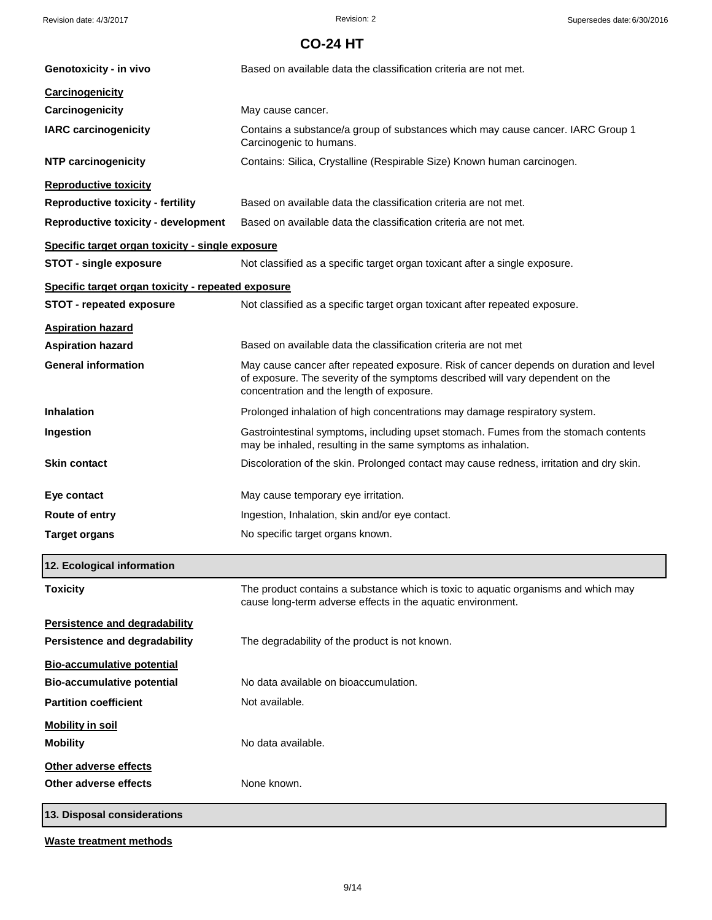**Genotoxicity - in vivo** Based on available data the classification criteria are not met.

**Carcinogenicity**

**Carcinogenicity** May cause cancer.

**IARC carcinogenicity** Contains a substance/a group of substances which may cause cancer. IARC Group 1 Carcinogenic to humans.

**NTP carcinogenicity** Contains: Silica, Crystalline (Respirable Size) Known human carcinogen.

**Reproductive toxicity**

**Reproductive toxicity - fertility** Based on available data the classification criteria are not met.

**Reproductive toxicity - development** Based on available data the classification criteria are not met.

**Specific target organ toxicity - single exposure**

**STOT - single exposure** Not classified as a specific target organ toxicant after a single exposure.

**Specific target organ toxicity - repeated exposure**

**STOT - repeated exposure** Not classified as a specific target organ toxicant after repeated exposure.

**Aspiration hazard**

**Aspiration hazard** Based on available data the classification criteria are not met

**General information** May cause cancer after repeated exposure. Risk of cancer depends on duration and level of exposure. The severity of the symptoms described will vary dependent on the concentration and the length of exposure.

**Inhalation** Prolonged inhalation of high concentrations may damage respiratory system.

**Ingestion** Gastrointestinal symptoms, including upset stomach. Fumes from the stomach contents may be inhaled, resulting in the same symptoms as inhalation.

**Skin contact** Discoloration of the skin. Prolonged contact may cause redness, irritation and dry skin.

**Eye contact** May cause temporary eye irritation.

**Route of entry** Ingestion, Inhalation, skin and/or eye contact.

**Target organs** No specific target organs known.

## 12. Ecological information

**Toxicity** The product contains a substance which is toxic to aquatic organisms and which may cause long-term adverse effects in the aquatic environment.

**Persistence and degradability**

**Persistence and degradability** The degradability of the product is not known.

**Bio-accumulative potential**

**Bio-accumulative potential** No data available on bioaccumulation.

**Partition coefficient** Not available.

**Mobility in soil**

**Mobility** No data available.

**Other adverse effects**

**Other adverse effects** None known.

## 13. Disposal considerations

**Waste treatment methods**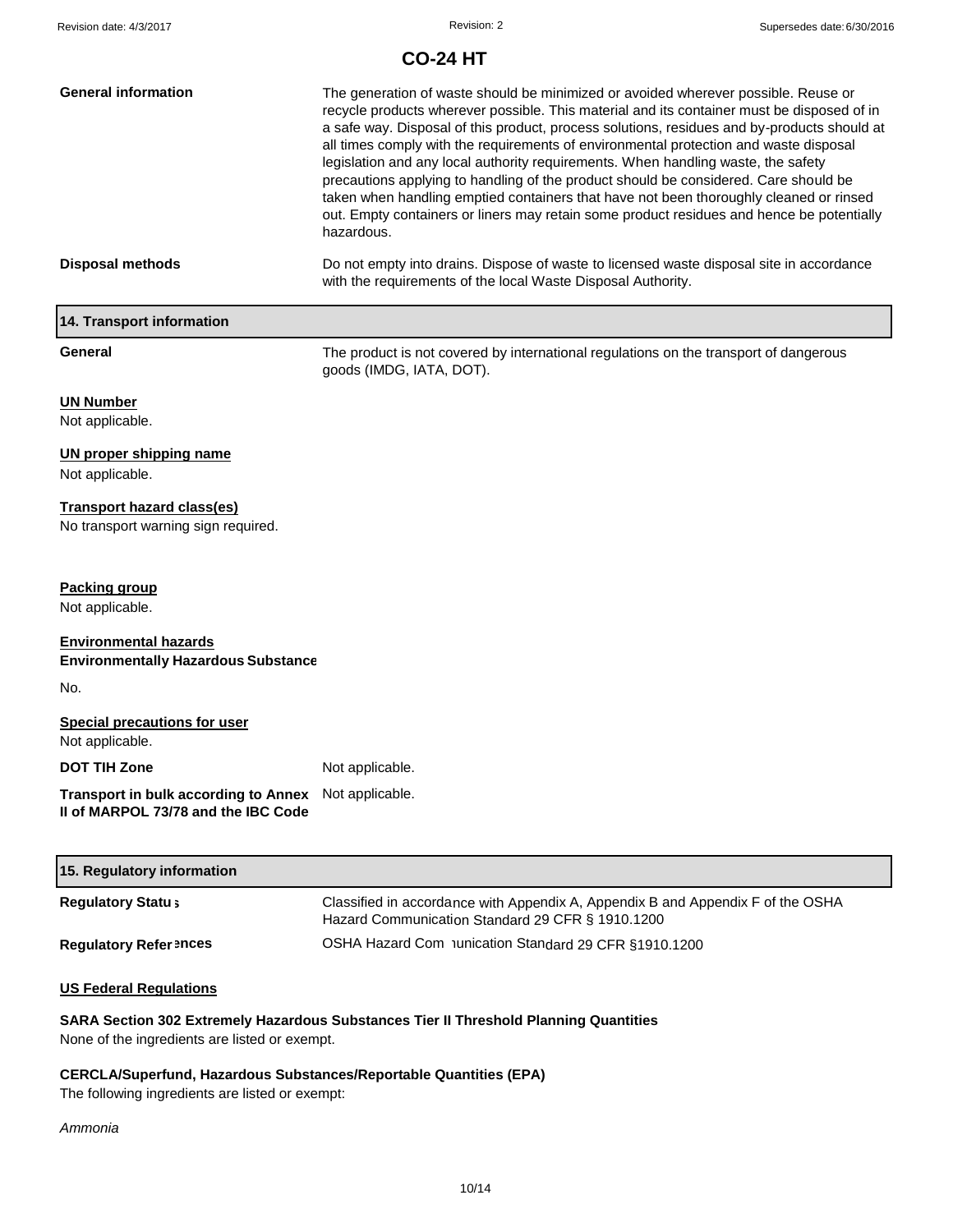**General information**

The generation of waste should be minimized or avoided wherever possible. Reuse or recycle products wherever possible. This material and its container must be disposed of in a safe way. Disposal of this product, process solutions, residues and by-products should at all times comply with the requirements of environmental protection and waste disposal legislation and any local authority requirements. When handling waste, the safety precautions applying to handling of the product should be considered. Care should be taken when handling emptied containers that have not been thoroughly cleaned or rinsed out. Empty containers or liners may retain some product residues and hence be potentially hazardous.

**Disposal methods**

Do not empty into drains. Dispose of waste to licensed waste disposal site in accordance with the requirements of the local Waste Disposal Authority.

## 14. Transport information

**General**

The product is not covered by international regulations on the transport of dangerous goods (IMDG, IATA, DOT).

**UN Number**

Not applicable.

**UN proper shipping name**

Not applicable.

**Transport hazard class(es)**

No transport warning sign required.

**Packing group**

Not applicable.

**Environmental hazards**

**Environmentally Hazardous Substance**

No.

**Special precautions for user**

Not applicable.

**DOT TIH Zone**

Not applicable.

**Transport in bulk according to Annex II of MARPOL 73/78 and the IBC Code**

Not applicable.

## 15. Regulatory information

**Regulatory Status**

Classified in accordance with Appendix A, Appendix B and Appendix F of the OSHA Hazard Communication Standard 29 CFR § 1910.1200

**Regulatory References**

OSHA Hazard Communication Standard 29 CFR §1910.1200

**US Federal Regulations**

**SARA Section 302 Extremely Hazardous Substances Tier II Threshold Planning Quantities**

None of the ingredients are listed or exempt.

**CERCLA/Superfund, Hazardous Substances/Reportable Quantities (EPA)**

The following ingredients are listed or exempt:

*Ammonia*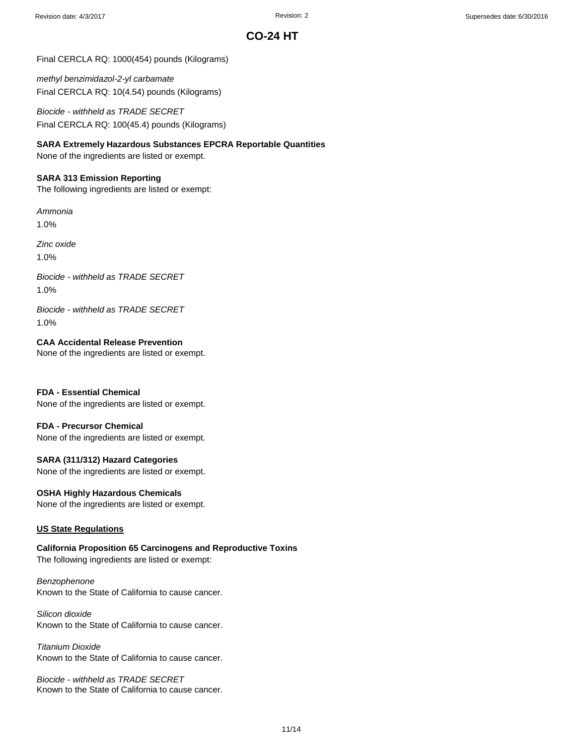Final CERCLA RQ: 1000(454) pounds (Kilograms)

*methyl benzimidazol-2-yl carbamate*
Final CERCLA RQ: 10(4.54) pounds (Kilograms)

*Biocide - withheld as TRADE SECRET*
Final CERCLA RQ: 100(45.4) pounds (Kilograms)

**SARA Extremely Hazardous Substances EPCRA Reportable Quantities**
None of the ingredients are listed or exempt.

**SARA 313 Emission Reporting**
The following ingredients are listed or exempt:

*Ammonia*
1.0%

*Zinc oxide*
1.0%

*Biocide - withheld as TRADE SECRET*
1.0%

*Biocide - withheld as TRADE SECRET*
1.0%

**CAA Accidental Release Prevention**
None of the ingredients are listed or exempt.

**FDA - Essential Chemical**
None of the ingredients are listed or exempt.

**FDA - Precursor Chemical**
None of the ingredients are listed or exempt.

**SARA (311/312) Hazard Categories**
None of the ingredients are listed or exempt.

**OSHA Highly Hazardous Chemicals**
None of the ingredients are listed or exempt.

**US State Regulations**

**California Proposition 65 Carcinogens and Reproductive Toxins**
The following ingredients are listed or exempt:

*Benzophenone*
Known to the State of California to cause cancer.

*Silicon dioxide*
Known to the State of California to cause cancer.

*Titanium Dioxide*
Known to the State of California to cause cancer.

*Biocide - withheld as TRADE SECRET*
Known to the State of California to cause cancer.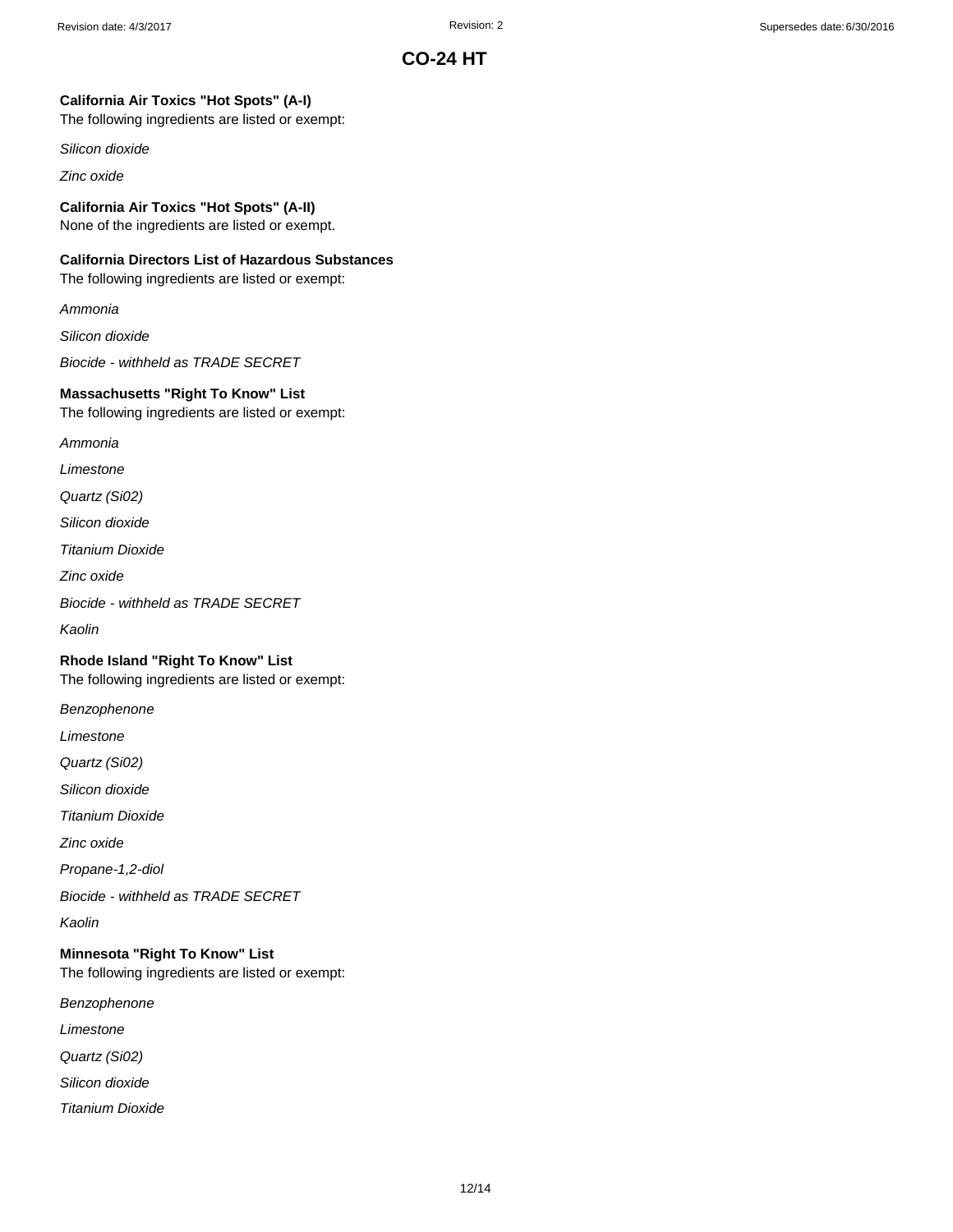**California Air Toxics "Hot Spots" (A-I)**
The following ingredients are listed or exempt:

*Silicon dioxide*

*Zinc oxide*

**California Air Toxics "Hot Spots" (A-II)**
None of the ingredients are listed or exempt.

**California Directors List of Hazardous Substances**
The following ingredients are listed or exempt:

*Ammonia*

*Silicon dioxide*

*Biocide - withheld as TRADE SECRET*

**Massachusetts "Right To Know" List**
The following ingredients are listed or exempt:

*Ammonia*

*Limestone*

*Quartz (Si02)*

*Silicon dioxide*

*Titanium Dioxide*

*Zinc oxide*

*Biocide - withheld as TRADE SECRET*

*Kaolin*

**Rhode Island "Right To Know" List**
The following ingredients are listed or exempt:

*Benzophenone*

*Limestone*

*Quartz (Si02)*

*Silicon dioxide*

*Titanium Dioxide*

*Zinc oxide*

*Propane-1,2-diol*

*Biocide - withheld as TRADE SECRET*

*Kaolin*

**Minnesota "Right To Know" List**
The following ingredients are listed or exempt:

*Benzophenone*

*Limestone*

*Quartz (Si02)*

*Silicon dioxide*

*Titanium Dioxide*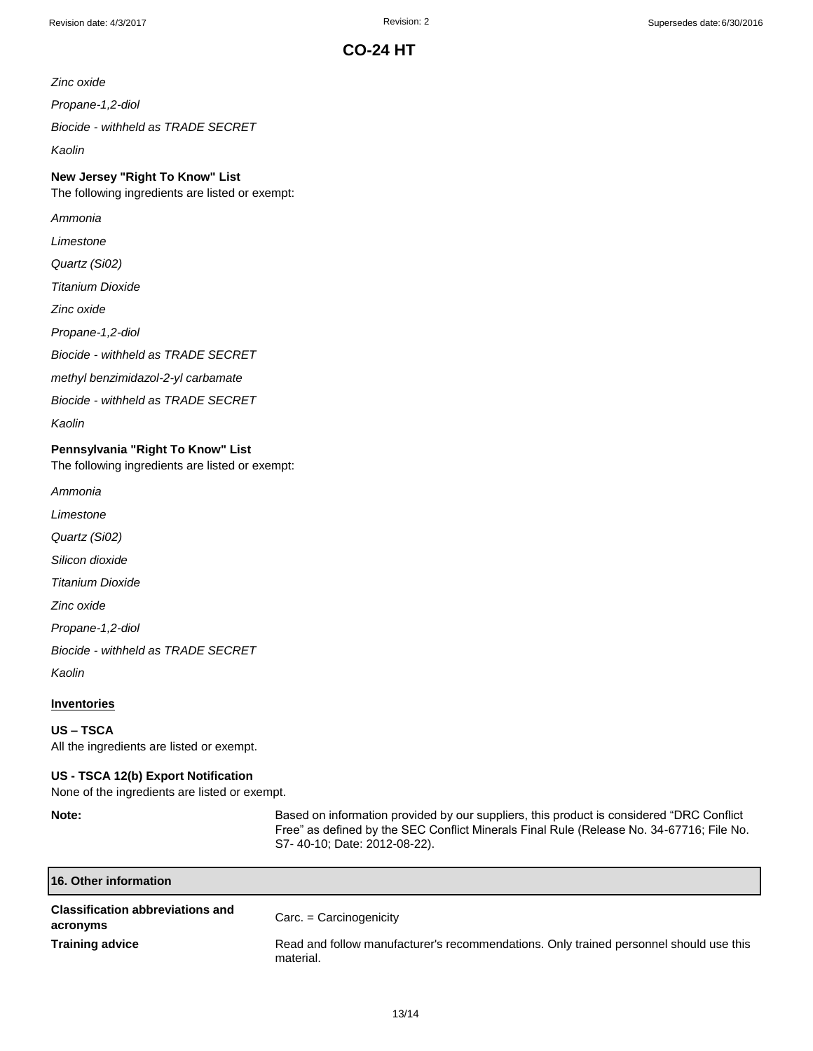*Zinc oxide*

*Propane-1,2-diol*

*Biocide - withheld as TRADE SECRET*

*Kaolin*

**New Jersey "Right To Know" List**

The following ingredients are listed or exempt:

*Ammonia*

*Limestone*

*Quartz (Si02)*

*Titanium Dioxide*

*Zinc oxide*

*Propane-1,2-diol*

*Biocide - withheld as TRADE SECRET*

*methyl benzimidazol-2-yl carbamate*

*Biocide - withheld as TRADE SECRET*

*Kaolin*

**Pennsylvania "Right To Know" List**

The following ingredients are listed or exempt:

*Ammonia*

*Limestone*

*Quartz (Si02)*

*Silicon dioxide*

*Titanium Dioxide*

*Zinc oxide*

*Propane-1,2-diol*

*Biocide - withheld as TRADE SECRET*

*Kaolin*

**<u>Inventories</u>**

**US – TSCA**

All the ingredients are listed or exempt.

**US - TSCA 12(b) Export Notification**

None of the ingredients are listed or exempt.

**Note:** Based on information provided by our suppliers, this product is considered "DRC Conflict Free" as defined by the SEC Conflict Minerals Final Rule (Release No. 34-67716; File No. S7- 40-10; Date: 2012-08-22).

## 16. Other information

**Classification abbreviations and acronyms** Carc. = Carcinogenicity

**Training advice** Read and follow manufacturer's recommendations. Only trained personnel should use this material.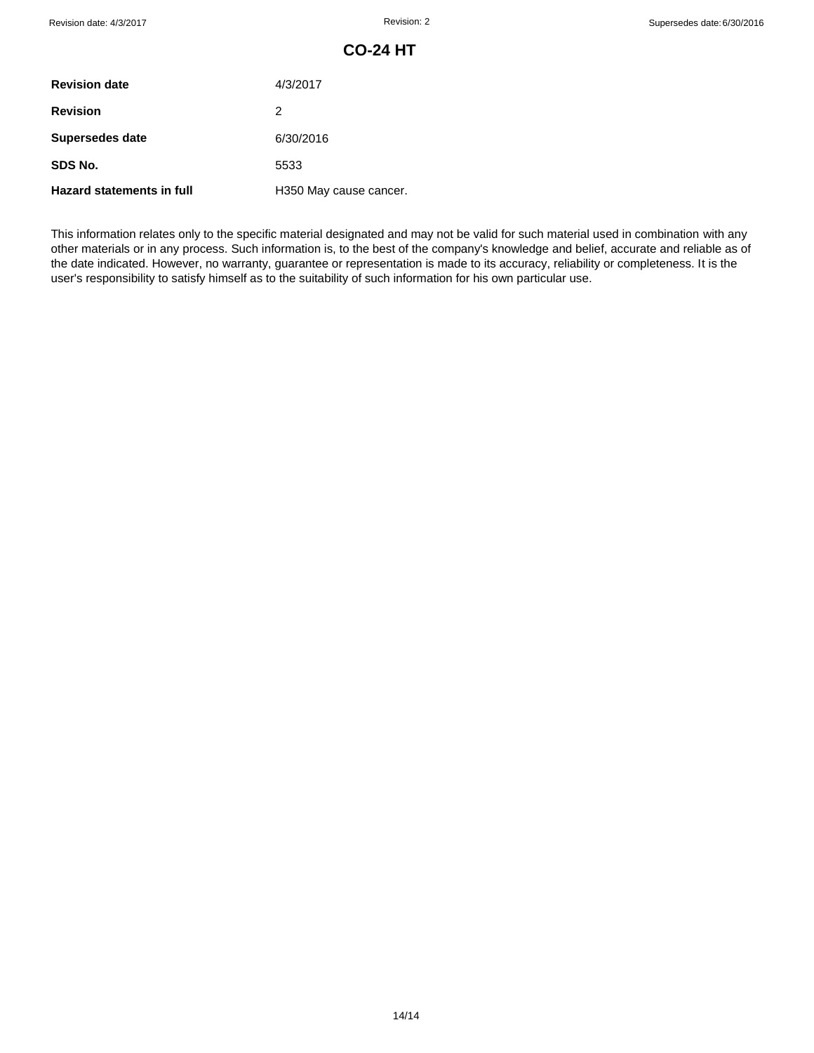# CO-24 HT

| | |
|---|---|
| **Revision date** | 4/3/2017 |
| **Revision** | 2 |
| **Supersedes date** | 6/30/2016 |
| **SDS No.** | 5533 |
| **Hazard statements in full** | H350 May cause cancer. |

This information relates only to the specific material designated and may not be valid for such material used in combination with any other materials or in any process. Such information is, to the best of the company's knowledge and belief, accurate and reliable as of the date indicated. However, no warranty, guarantee or representation is made to its accuracy, reliability or completeness. It is the user's responsibility to satisfy himself as to the suitability of such information for his own particular use.